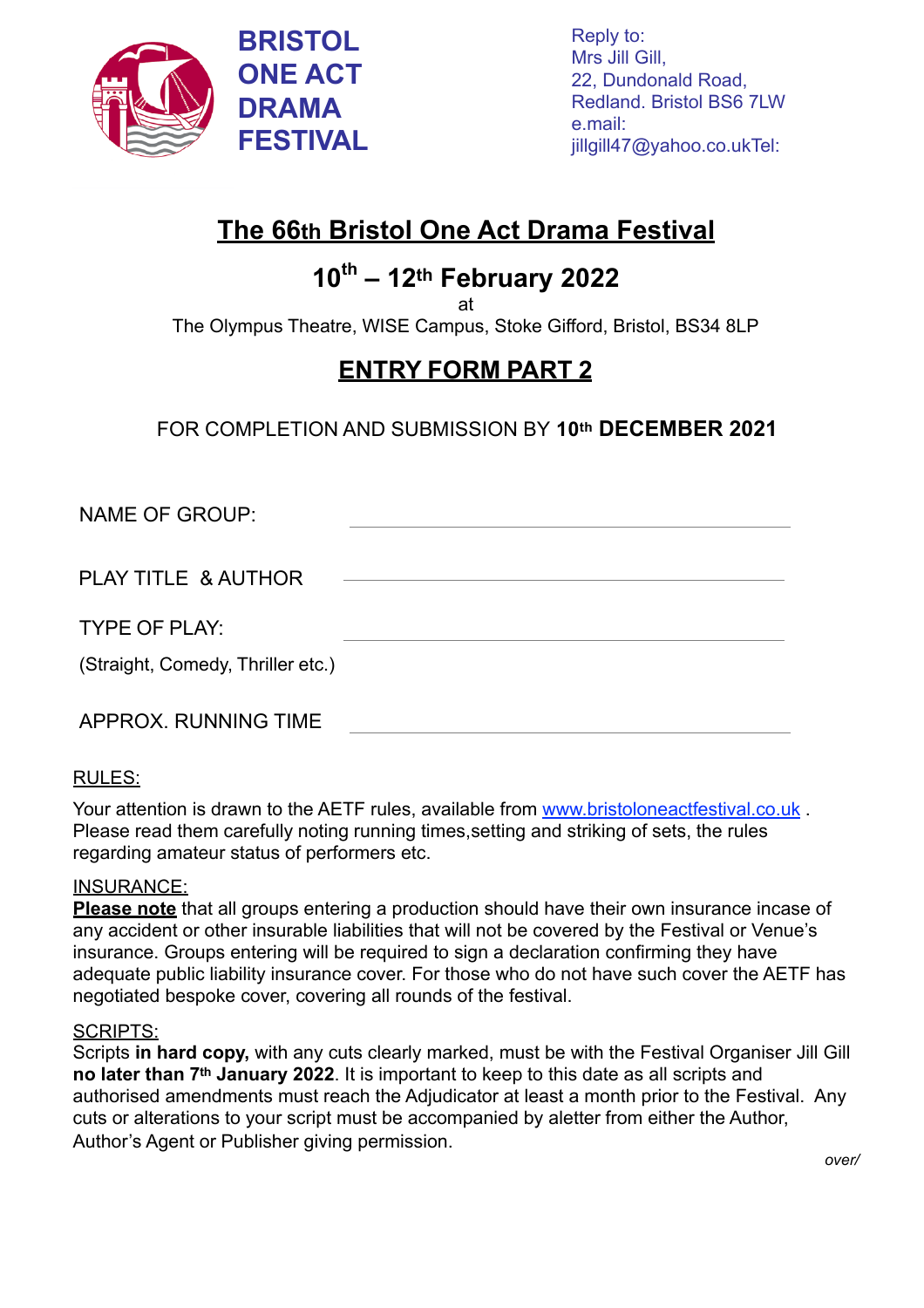**BRISTOL ONE ACT DRAMA FESTIVAL**

Reply to:
Mrs Jill Gill,
22, Dundonald Road,
Redland. Bristol BS6 7LW
e.mail:
jillgill47@yahoo.co.ukTel:

# The 66th Bristol One Act Drama Festival

## 10th – 12th February 2022

at

The Olympus Theatre, WISE Campus, Stoke Gifford, Bristol, BS34 8LP

## ENTRY FORM PART 2

FOR COMPLETION AND SUBMISSION BY **10th DECEMBER 2021**

NAME OF GROUP: \_\_\_\_\_\_\_\_\_\_\_\_\_\_\_\_\_\_\_\_\_\_\_\_\_\_\_\_\_\_\_\_\_\_\_\_\_\_\_\_

PLAY TITLE & AUTHOR \_\_\_\_\_\_\_\_\_\_\_\_\_\_\_\_\_\_\_\_\_\_\_\_\_\_\_\_\_\_\_\_\_\_\_\_\_\_\_\_

TYPE OF PLAY: \_\_\_\_\_\_\_\_\_\_\_\_\_\_\_\_\_\_\_\_\_\_\_\_\_\_\_\_\_\_\_\_\_\_\_\_\_\_\_\_

(Straight, Comedy, Thriller etc.)

APPROX. RUNNING TIME \_\_\_\_\_\_\_\_\_\_\_\_\_\_\_\_\_\_\_\_\_\_\_\_\_\_\_\_\_\_\_\_\_\_\_\_\_\_\_\_

RULES:

Your attention is drawn to the AETF rules, available from www.bristoloneactfestival.co.uk . Please read them carefully noting running times,setting and striking of sets, the rules regarding amateur status of performers etc.

INSURANCE:

**Please note** that all groups entering a production should have their own insurance incase of any accident or other insurable liabilities that will not be covered by the Festival or Venue's insurance. Groups entering will be required to sign a declaration confirming they have adequate public liability insurance cover. For those who do not have such cover the AETF has negotiated bespoke cover, covering all rounds of the festival.

SCRIPTS:

Scripts **in hard copy,** with any cuts clearly marked, must be with the Festival Organiser Jill Gill **no later than 7th January 2022**. It is important to keep to this date as all scripts and authorised amendments must reach the Adjudicator at least a month prior to the Festival. Any cuts or alterations to your script must be accompanied by aletter from either the Author, Author's Agent or Publisher giving permission.

*over/*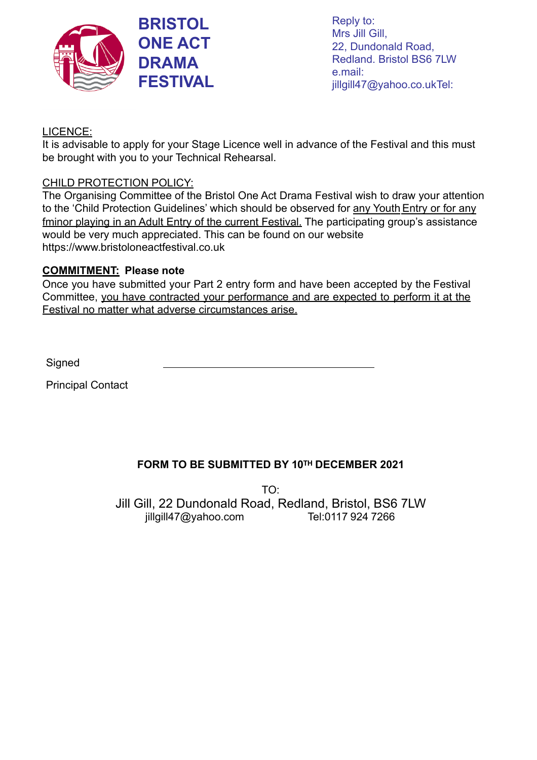# BRISTOL ONE ACT DRAMA FESTIVAL

Reply to:
Mrs Jill Gill,
22, Dundonald Road,
Redland. Bristol BS6 7LW
e.mail:
jillgill47@yahoo.co.ukTel:

LICENCE:

It is advisable to apply for your Stage Licence well in advance of the Festival and this must be brought with you to your Technical Rehearsal.

CHILD PROTECTION POLICY:

The Organising Committee of the Bristol One Act Drama Festival wish to draw your attention to the 'Child Protection Guidelines' which should be observed for any Youth Entry or for any fminor playing in an Adult Entry of the current Festival. The participating group's assistance would be very much appreciated. This can be found on our website https://www.bristoloneactfestival.co.uk

**COMMITMENT: Please note**

Once you have submitted your Part 2 entry form and have been accepted by the Festival Committee, you have contracted your performance and are expected to perform it at the Festival no matter what adverse circumstances arise.

Signed \_\_\_\_\_\_\_\_\_\_\_\_\_\_\_\_\_\_\_\_\_\_\_\_\_\_\_\_\_\_\_\_

Principal Contact

**FORM TO BE SUBMITTED BY 10TH DECEMBER 2021**

TO:

Jill Gill, 22 Dundonald Road, Redland, Bristol, BS6 7LW

jillgill47@yahoo.com Tel:0117 924 7266